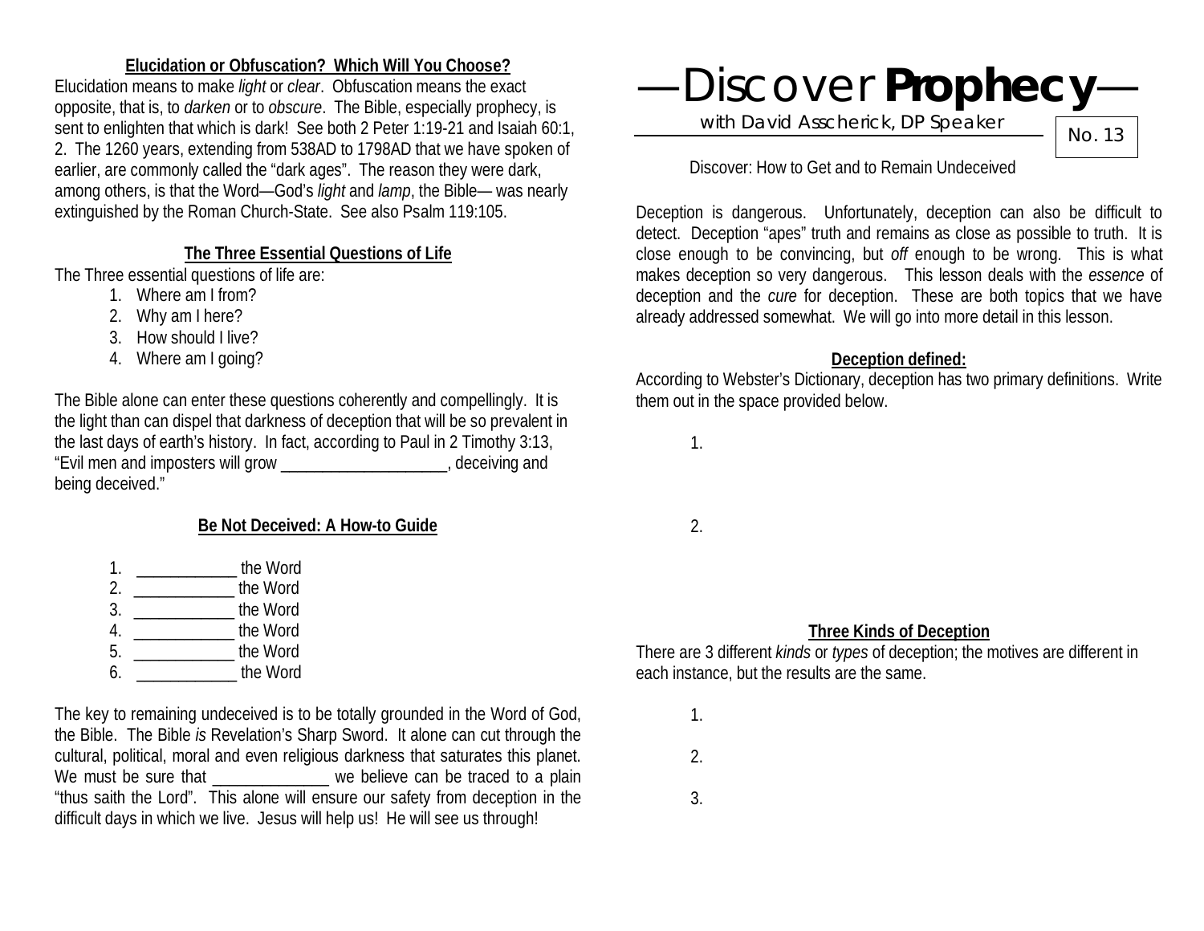# —Discover **Prophecy**—

with David Asscherick, DP Speaker

No. 13

Discover: How to Get and to Remain Undeceived

Deception is dangerous. Unfortunately, deception can also be difficult to detect. Deception "apes" truth and remains as close as possible to truth. It is close enough to be convincing, but *off* enough to be wrong. This is what makes deception so very dangerous. This lesson deals with the *essence* of deception and the *cure* for deception. These are both topics that we have already addressed somewhat. We will go into more detail in this lesson.

**Deception defined:**

According to Webster's Dictionary, deception has two primary definitions. Write them out in the space provided below.

1.

2.

**Three Kinds of Deception**

There are 3 different *kinds* or *types* of deception; the motives are different in each instance, but the results are the same.

1.

2.

3.

**Elucidation or Obfuscation? Which Will You Choose?**

Elucidation means to make *light* or *clear*. Obfuscation means the exact opposite, that is, to *darken* or to *obscure*. The Bible, especially prophecy, is sent to enlighten that which is dark! See both 2 Peter 1:19-21 and Isaiah 60:1, 2. The 1260 years, extending from 538AD to 1798AD that we have spoken of earlier, are commonly called the "dark ages". The reason they were dark, among others, is that the Word—God's *light* and *lamp*, the Bible— was nearly extinguished by the Roman Church-State. See also Psalm 119:105.

**The Three Essential Questions of Life**

The Three essential questions of life are:

1. Where am I from?
2. Why am I here?
3. How should I live?
4. Where am I going?

The Bible alone can enter these questions coherently and compellingly. It is the light than can dispel that darkness of deception that will be so prevalent in the last days of earth's history. In fact, according to Paul in 2 Timothy 3:13, "Evil men and imposters will grow ____________________, deceiving and being deceived."

**Be Not Deceived: A How-to Guide**

1. ____________ the Word
2. ____________ the Word
3. ____________ the Word
4. ____________ the Word
5. ____________ the Word
6. ____________ the Word

The key to remaining undeceived is to be totally grounded in the Word of God, the Bible. The Bible *is* Revelation's Sharp Sword. It alone can cut through the cultural, political, moral and even religious darkness that saturates this planet. We must be sure that ______________ we believe can be traced to a plain "thus saith the Lord". This alone will ensure our safety from deception in the difficult days in which we live. Jesus will help us! He will see us through!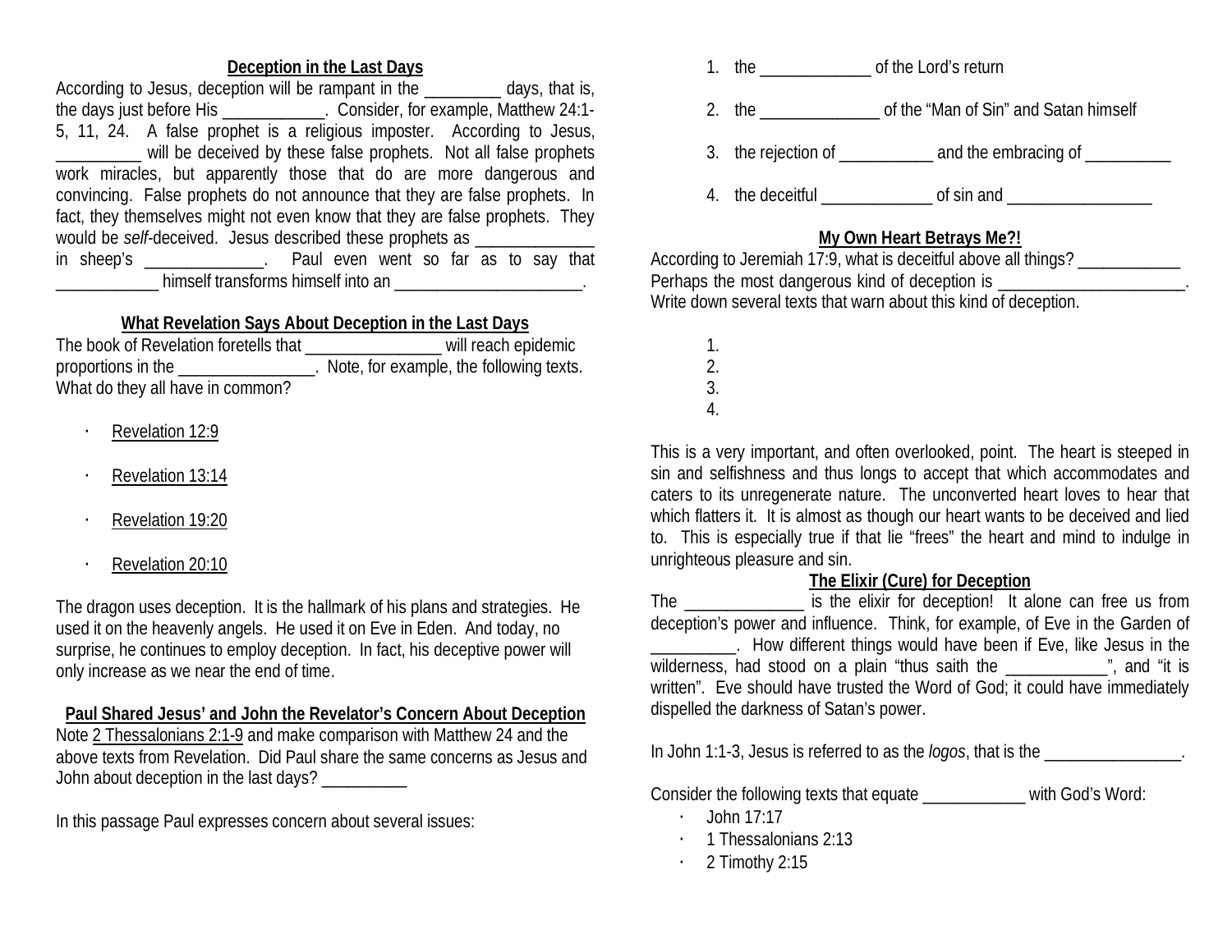**Deception in the Last Days**

According to Jesus, deception will be rampant in the _________ days, that is, the days just before His ____________. Consider, for example, Matthew 24:1-5, 11, 24. A false prophet is a religious imposter. According to Jesus, __________ will be deceived by these false prophets. Not all false prophets work miracles, but apparently those that do are more dangerous and convincing. False prophets do not announce that they are false prophets. In fact, they themselves might not even know that they are false prophets. They would be *self*-deceived. Jesus described these prophets as ______________ in sheep's ______________. Paul even went so far as to say that ____________ himself transforms himself into an ______________________.

**What Revelation Says About Deception in the Last Days**

The book of Revelation foretells that ________________ will reach epidemic proportions in the ________________. Note, for example, the following texts. What do they all have in common?

- Revelation 12:9
- Revelation 13:14
- Revelation 19:20
- Revelation 20:10

The dragon uses deception. It is the hallmark of his plans and strategies. He used it on the heavenly angels. He used it on Eve in Eden. And today, no surprise, he continues to employ deception. In fact, his deceptive power will only increase as we near the end of time.

**Paul Shared Jesus' and John the Revelator's Concern About Deception**

Note 2 Thessalonians 2:1-9 and make comparison with Matthew 24 and the above texts from Revelation. Did Paul share the same concerns as Jesus and John about deception in the last days? __________

In this passage Paul expresses concern about several issues:

1. the _____________ of the Lord's return
2. the ______________ of the "Man of Sin" and Satan himself
3. the rejection of ___________ and the embracing of __________
4. the deceitful _____________ of sin and _________________

**My Own Heart Betrays Me?!**

According to Jeremiah 17:9, what is deceitful above all things? ____________ Perhaps the most dangerous kind of deception is ______________________. Write down several texts that warn about this kind of deception.

1.
2.
3.
4.

This is a very important, and often overlooked, point. The heart is steeped in sin and selfishness and thus longs to accept that which accommodates and caters to its unregenerate nature. The unconverted heart loves to hear that which flatters it. It is almost as though our heart wants to be deceived and lied to. This is especially true if that lie "frees" the heart and mind to indulge in unrighteous pleasure and sin.

**The Elixir (Cure) for Deception**

The ______________ is the elixir for deception! It alone can free us from deception's power and influence. Think, for example, of Eve in the Garden of __________. How different things would have been if Eve, like Jesus in the wilderness, had stood on a plain "thus saith the ____________", and "it is written". Eve should have trusted the Word of God; it could have immediately dispelled the darkness of Satan's power.

In John 1:1-3, Jesus is referred to as the *logos*, that is the ________________.

Consider the following texts that equate ____________ with God's Word:

- John 17:17
- 1 Thessalonians 2:13
- 2 Timothy 2:15